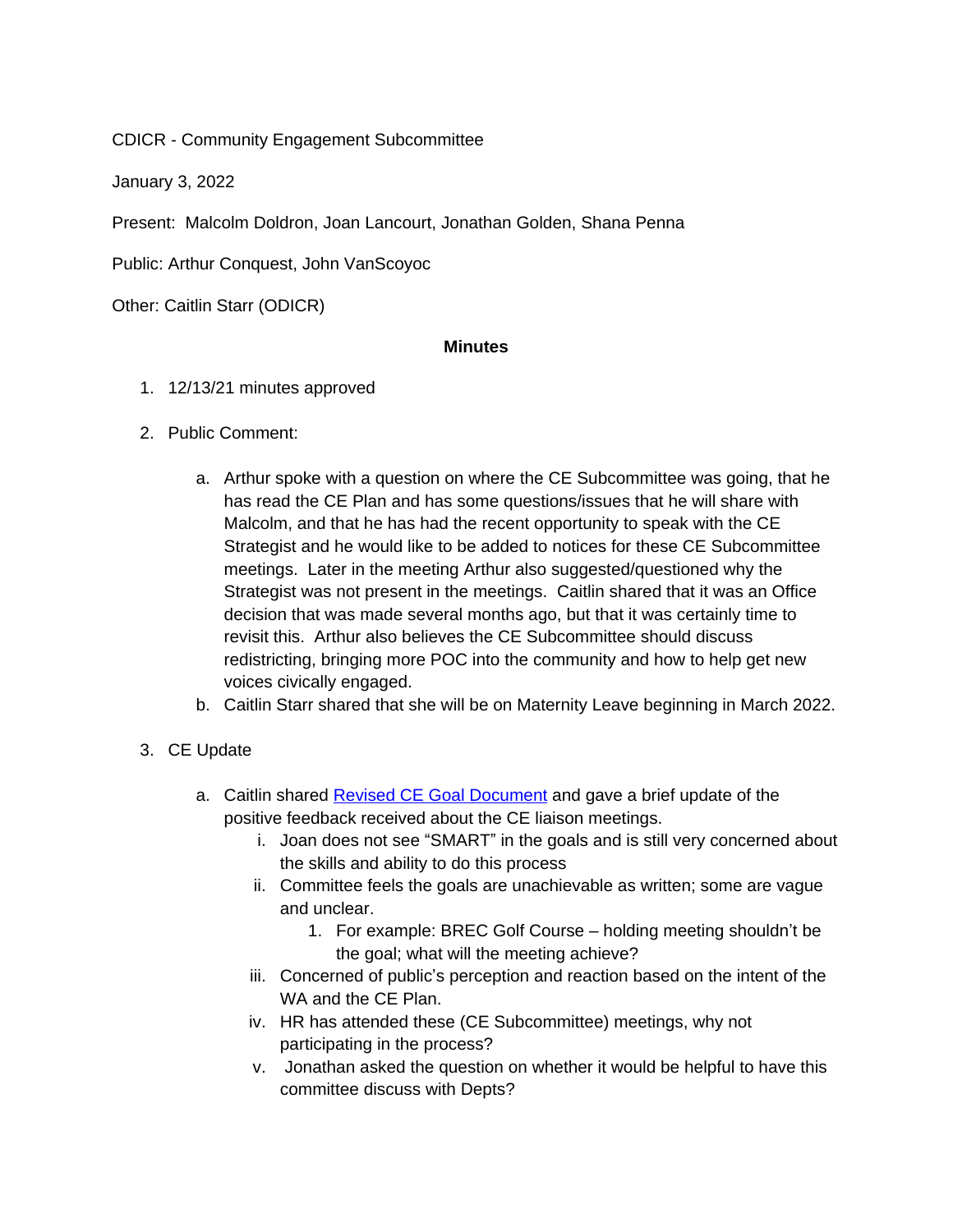CDICR - Community Engagement Subcommittee

January 3, 2022

Present: Malcolm Doldron, Joan Lancourt, Jonathan Golden, Shana Penna

Public: Arthur Conquest, John VanScoyoc

Other: Caitlin Starr (ODICR)

**Minutes**

1. 12/13/21 minutes approved

2. Public Comment:

   a. Arthur spoke with a question on where the CE Subcommittee was going, that he has read the CE Plan and has some questions/issues that he will share with Malcolm, and that he has had the recent opportunity to speak with the CE Strategist and he would like to be added to notices for these CE Subcommittee meetings. Later in the meeting Arthur also suggested/questioned why the Strategist was not present in the meetings. Caitlin shared that it was an Office decision that was made several months ago, but that it was certainly time to revisit this. Arthur also believes the CE Subcommittee should discuss redistricting, bringing more POC into the community and how to help get new voices civically engaged.
   b. Caitlin Starr shared that she will be on Maternity Leave beginning in March 2022.

3. CE Update

   a. Caitlin shared Revised CE Goal Document and gave a brief update of the positive feedback received about the CE liaison meetings.
      i. Joan does not see "SMART" in the goals and is still very concerned about the skills and ability to do this process
      ii. Committee feels the goals are unachievable as written; some are vague and unclear.
         1. For example: BREC Golf Course – holding meeting shouldn't be the goal; what will the meeting achieve?
      iii. Concerned of public's perception and reaction based on the intent of the WA and the CE Plan.
      iv. HR has attended these (CE Subcommittee) meetings, why not participating in the process?
      v. Jonathan asked the question on whether it would be helpful to have this committee discuss with Depts?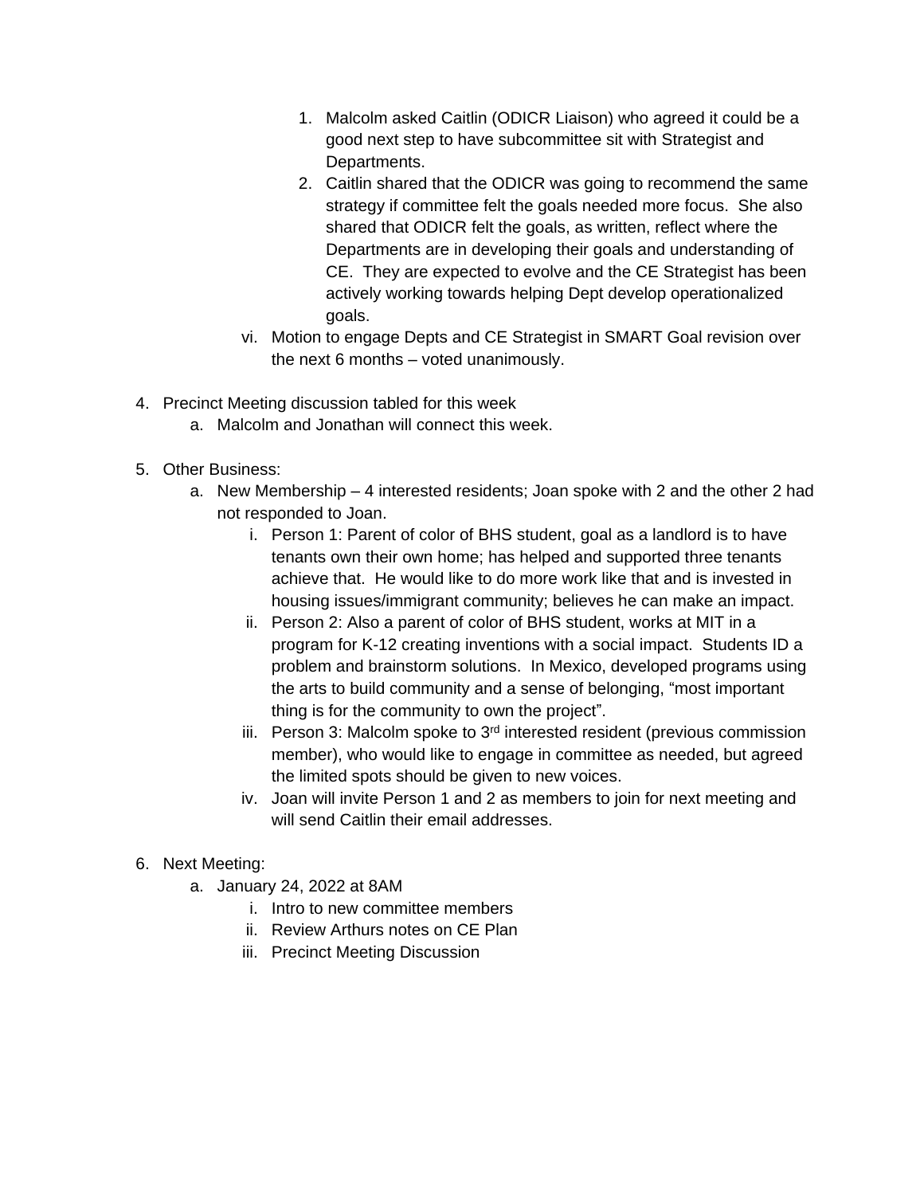1. Malcolm asked Caitlin (ODICR Liaison) who agreed it could be a good next step to have subcommittee sit with Strategist and Departments.
2. Caitlin shared that the ODICR was going to recommend the same strategy if committee felt the goals needed more focus. She also shared that ODICR felt the goals, as written, reflect where the Departments are in developing their goals and understanding of CE. They are expected to evolve and the CE Strategist has been actively working towards helping Dept develop operationalized goals.

vi. Motion to engage Depts and CE Strategist in SMART Goal revision over the next 6 months – voted unanimously.

4. Precinct Meeting discussion tabled for this week
   a. Malcolm and Jonathan will connect this week.

5. Other Business:
   a. New Membership – 4 interested residents; Joan spoke with 2 and the other 2 had not responded to Joan.
      i. Person 1: Parent of color of BHS student, goal as a landlord is to have tenants own their own home; has helped and supported three tenants achieve that. He would like to do more work like that and is invested in housing issues/immigrant community; believes he can make an impact.
      ii. Person 2: Also a parent of color of BHS student, works at MIT in a program for K-12 creating inventions with a social impact. Students ID a problem and brainstorm solutions. In Mexico, developed programs using the arts to build community and a sense of belonging, "most important thing is for the community to own the project".
      iii. Person 3: Malcolm spoke to 3rd interested resident (previous commission member), who would like to engage in committee as needed, but agreed the limited spots should be given to new voices.
      iv. Joan will invite Person 1 and 2 as members to join for next meeting and will send Caitlin their email addresses.

6. Next Meeting:
   a. January 24, 2022 at 8AM
      i. Intro to new committee members
      ii. Review Arthurs notes on CE Plan
      iii. Precinct Meeting Discussion